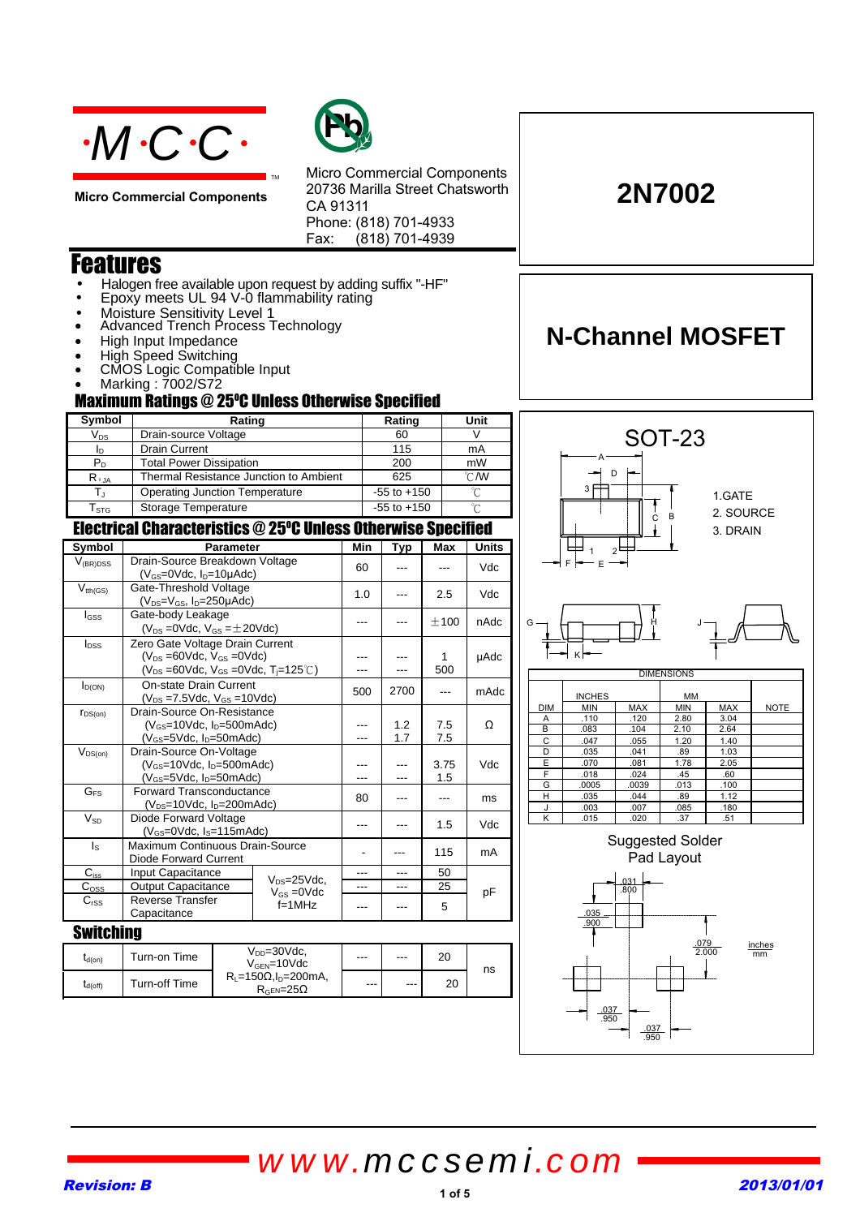# M·C·C

**Micro Commercial Components**

Micro Commercial Components
20736 Marilla Street Chatsworth
CA 91311
Phone: (818) 701-4933
Fax: (818) 701-4939

# 2N7002

# N-Channel MOSFET

## Features

- Halogen free available upon request by adding suffix "-HF"
- Epoxy meets UL 94 V-0 flammability rating
- Moisture Sensitivity Level 1
- Advanced Trench Process Technology
- High Input Impedance
- High Speed Switching
- CMOS Logic Compatible Input
- Marking : 7002/S72

## Maximum Ratings @ 25°C Unless Otherwise Specified

| Symbol | Rating | Rating | Unit |
|---|---|---|---|
| $V_{DS}$ | Drain-source Voltage | 60 | V |
| $I_D$ | Drain Current | 115 | mA |
| $P_D$ | Total Power Dissipation | 200 | mW |
| $R_{\theta JA}$ | Thermal Resistance Junction to Ambient | 625 | ℃/W |
| $T_J$ | Operating Junction Temperature | -55 to +150 | ℃ |
| $T_{STG}$ | Storage Temperature | -55 to +150 | ℃ |

## Electrical Characteristics @ 25°C Unless Otherwise Specified

| Symbol | Parameter | | Min | Typ | Max | Units |
|---|---|---|---|---|---|---|
| $V_{(BR)DSS}$ | Drain-Source Breakdown Voltage ($V_{GS}$=0Vdc, $I_D$=10μAdc) | | 60 | --- | --- | Vdc |
| $V_{th(GS)}$ | Gate-Threshold Voltage ($V_{DS}$=$V_{GS}$, $I_D$=250μAdc) | | 1.0 | --- | 2.5 | Vdc |
| $I_{GSS}$ | Gate-body Leakage ($V_{DS}$ =0Vdc, $V_{GS}$ =±20Vdc) | | --- | --- | ±100 | nAdc |
| $I_{DSS}$ | Zero Gate Voltage Drain Current ($V_{DS}$ =60Vdc, $V_{GS}$ =0Vdc) ($V_{DS}$ =60Vdc, $V_{GS}$ =0Vdc, $T_J$=125℃) | | ---<br>--- | ---<br>--- | 1<br>500 | μAdc |
| $I_{D(ON)}$ | On-state Drain Current ($V_{DS}$ =7.5Vdc, $V_{GS}$ =10Vdc) | | 500 | 2700 | --- | mAdc |
| $r_{DS(on)}$ | Drain-Source On-Resistance ($V_{GS}$=10Vdc, $I_D$=500mAdc) ($V_{GS}$=5Vdc, $I_D$=50mAdc) | | ---<br>--- | 1.2<br>1.7 | 7.5<br>7.5 | Ω |
| $V_{DS(on)}$ | Drain-Source On-Voltage ($V_{GS}$=10Vdc, $I_D$=500mAdc) ($V_{GS}$=5Vdc, $I_D$=50mAdc) | | ---<br>--- | ---<br>--- | 3.75<br>1.5 | Vdc |
| $G_{FS}$ | Forward Transconductance ($V_{DS}$=10Vdc, $I_D$=200mAdc) | | 80 | --- | --- | ms |
| $V_{SD}$ | Diode Forward Voltage ($V_{GS}$=0Vdc, $I_S$=115mAdc) | | --- | --- | 1.5 | Vdc |
| $I_S$ | Maximum Continuous Drain-Source Diode Forward Current | | - | --- | 115 | mA |
| $C_{iss}$ | Input Capacitance | $V_{DS}$=25Vdc, $V_{GS}$ =0Vdc f=1MHz | --- | --- | 50 | pF |
| $C_{oss}$ | Output Capacitance | | --- | --- | 25 | pF |
| $C_{rss}$ | Reverse Transfer Capacitance | | --- | --- | 5 | pF |

## Switching

| Symbol | Parameter | Conditions | Min | Typ | Max | Units |
|---|---|---|---|---|---|---|
| $t_{d(on)}$ | Turn-on Time | $V_{DD}$=30Vdc, $V_{GEN}$=10Vdc $R_L$=150Ω, $I_D$=200mA, $R_{GEN}$=25Ω | --- | --- | 20 | ns |
| $t_{d(off)}$ | Turn-off Time | | --- | --- | 20 | ns |

## SOT-23

1. GATE
2. SOURCE
3. DRAIN

DIMENSIONS

| DIM | INCHES MIN | INCHES MAX | MM MIN | MM MAX | NOTE |
|---|---|---|---|---|---|
| A | .110 | .120 | 2.80 | 3.04 | |
| B | .083 | .104 | 2.10 | 2.64 | |
| C | .047 | .055 | 1.20 | 1.40 | |
| D | .035 | .041 | .89 | 1.03 | |
| E | .070 | .081 | 1.78 | 2.05 | |
| F | .018 | .024 | .45 | .60 | |
| G | .0005 | .0039 | .013 | .100 | |
| H | .035 | .044 | .89 | 1.12 | |
| J | .003 | .007 | .085 | .180 | |
| K | .015 | .020 | .37 | .51 | |

Suggested Solder Pad Layout

.031 / .800; .035 / .900; .079 / 2.000; .037 / .950; .037 / .950 (inches / mm)

www.mccsemi.com

Revision: B — 2013/01/01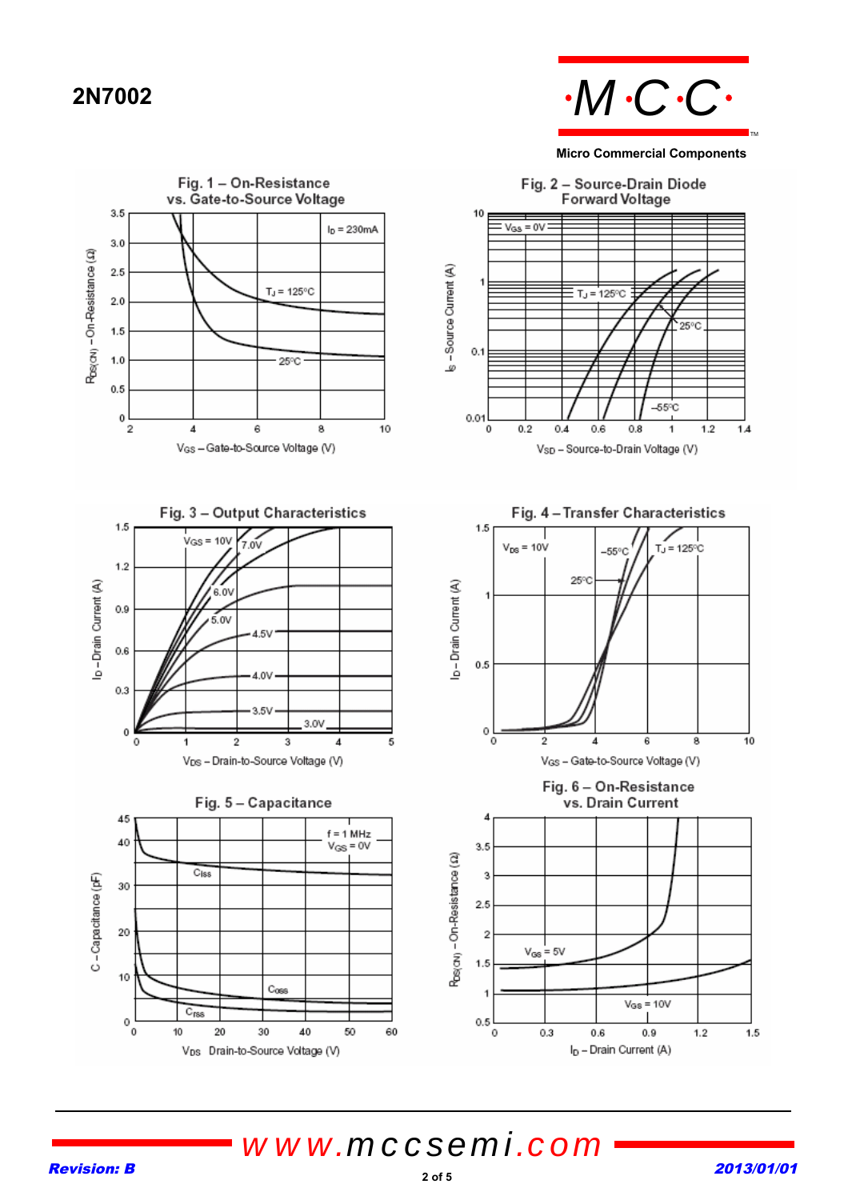Fig. 1 – On-Resistance vs. Gate-to-Source Voltage

$I_D$ = 230mA

$T_J$ = 125°C

25°C

$R_{DS(ON)}$ – On-Resistance (Ω)

$V_{GS}$ – Gate-to-Source Voltage (V)

Fig. 2 – Source-Drain Diode Forward Voltage

$V_{GS}$ = 0V

$T_J$ = 125°C

25°C

–55°C

$I_S$ – Source Current (A)

$V_{SD}$ – Source-to-Drain Voltage (V)

Fig. 3 – Output Characteristics

$V_{GS}$ = 10V, 7.0V, 6.0V, 5.0V, 4.5V, 4.0V, 3.5V, 3.0V

$I_D$ – Drain Current (A)

$V_{DS}$ – Drain-to-Source Voltage (V)

Fig. 4 – Transfer Characteristics

$V_{DS}$ = 10V

–55°C

$T_J$ = 125°C

25°C

$I_D$ – Drain Current (A)

$V_{GS}$ – Gate-to-Source Voltage (V)

Fig. 5 – Capacitance

f = 1 MHz
$V_{GS}$ = 0V

$C_{iss}$

$C_{oss}$

$C_{rss}$

C – Capacitance (pF)

$V_{DS}$ Drain-to-Source Voltage (V)

Fig. 6 – On-Resistance vs. Drain Current

$V_{GS}$ = 5V

$V_{GS}$ = 10V

$R_{DS(ON)}$ – On-Resistance (Ω)

$I_D$ – Drain Current (A)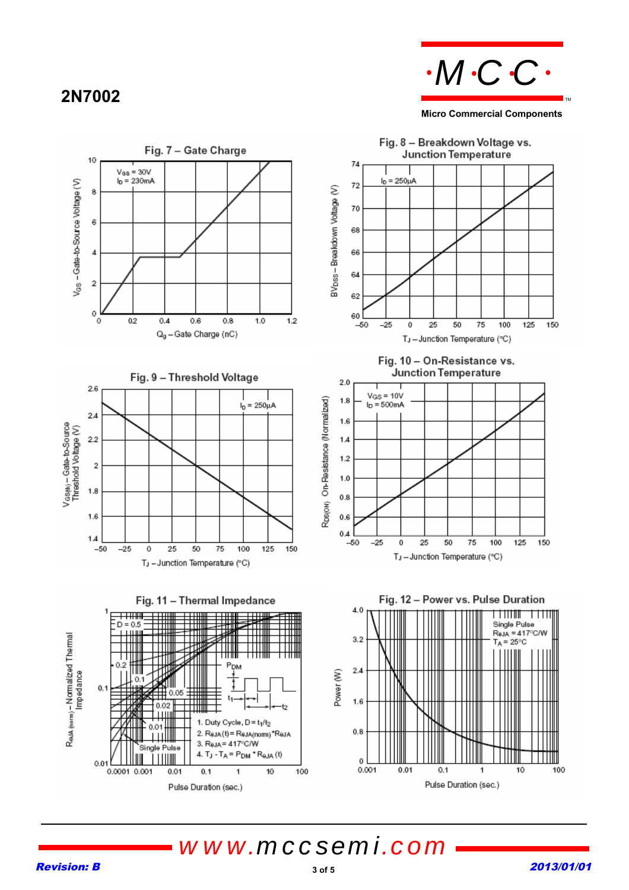# 2N7002

Fig. 7 – Gate Charge

$V_{GS}$ = 30V
$I_D$ = 230mA

$V_{GS}$ – Gate-to-Source Voltage (V)

$Q_g$ – Gate Charge (nC)

Fig. 8 – Breakdown Voltage vs. Junction Temperature

$I_D$ = 250µA

$BV_{DSS}$ – Breakdown Voltage (V)

$T_J$ – Junction Temperature (°C)

Fig. 9 – Threshold Voltage

$I_D$ = 250µA

$V_{GS(th)}$ – Gate-to-Source Threshold Voltage (V)

$T_J$ – Junction Temperature (°C)

Fig. 10 – On-Resistance vs. Junction Temperature

$V_{GS}$ = 10V
$I_D$ = 500mA

$R_{DS(ON)}$ On-Resistance (Normalized)

$T_J$ – Junction Temperature (°C)

Fig. 11 – Thermal Impedance

D = 0.5, 0.2, 0.1, 0.05, 0.02, 0.01, Single Pulse

$P_{DM}$

1. Duty Cycle, $D = t_1/t_2$
2. $R_{\theta JA}(t) = R_{\theta JA(norm)} * R_{\theta JA}$
3. $R_{\theta JA}$ = 417°C/W
4. $T_J - T_A = P_{DM} * R_{\theta JA}(t)$

$R_{\theta JA(norm)}$ – Normalized Thermal Impedance

Pulse Duration (sec.)

Fig. 12 – Power vs. Pulse Duration

Single Pulse
$R_{\theta JA}$ = 417°C/W
$T_A$ = 25°C

Power (W)

Pulse Duration (sec.)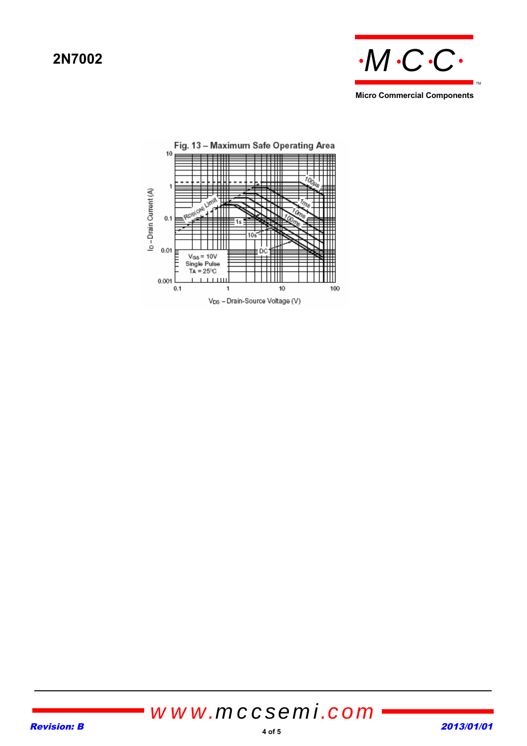Fig. 13 – Maximum Safe Operating Area

$I_D$ – Drain Current (A)

$V_{DS}$ – Drain-Source Voltage (V)

$V_{GS}$ = 10V
Single Pulse
$T_A$ = 25°C

$R_{DS(ON)}$ Limit

100µs, 1ms, 10ms, 100ms, 1s, 10s, DC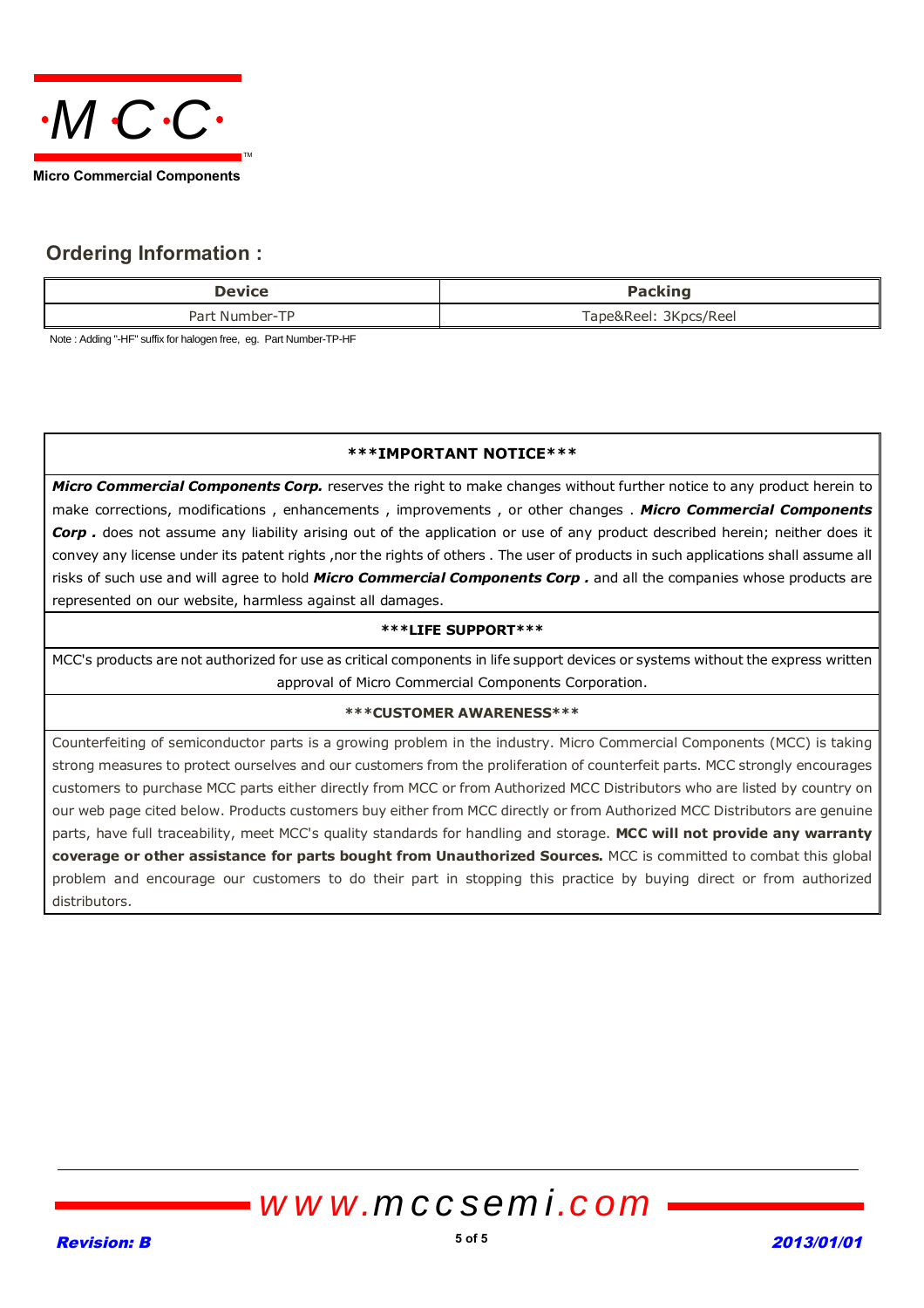## Ordering Information :

| Device | Packing |
|---|---|
| Part Number-TP | Tape&Reel: 3Kpcs/Reel |

Note : Adding "-HF" suffix for halogen free, eg. Part Number-TP-HF

**\*\*\*IMPORTANT NOTICE\*\*\***

***Micro Commercial Components Corp.*** reserves the right to make changes without further notice to any product herein to make corrections, modifications , enhancements , improvements , or other changes . ***Micro Commercial Components Corp .*** does not assume any liability arising out of the application or use of any product described herein; neither does it convey any license under its patent rights ,nor the rights of others . The user of products in such applications shall assume all risks of such use and will agree to hold ***Micro Commercial Components Corp .*** and all the companies whose products are represented on our website, harmless against all damages.

**\*\*\*LIFE SUPPORT\*\*\***

MCC's products are not authorized for use as critical components in life support devices or systems without the express written approval of Micro Commercial Components Corporation.

**\*\*\*CUSTOMER AWARENESS\*\*\***

Counterfeiting of semiconductor parts is a growing problem in the industry. Micro Commercial Components (MCC) is taking strong measures to protect ourselves and our customers from the proliferation of counterfeit parts. MCC strongly encourages customers to purchase MCC parts either directly from MCC or from Authorized MCC Distributors who are listed by country on our web page cited below. Products customers buy either from MCC directly or from Authorized MCC Distributors are genuine parts, have full traceability, meet MCC's quality standards for handling and storage. **MCC will not provide any warranty coverage or other assistance for parts bought from Unauthorized Sources.** MCC is committed to combat this global problem and encourage our customers to do their part in stopping this practice by buying direct or from authorized distributors.